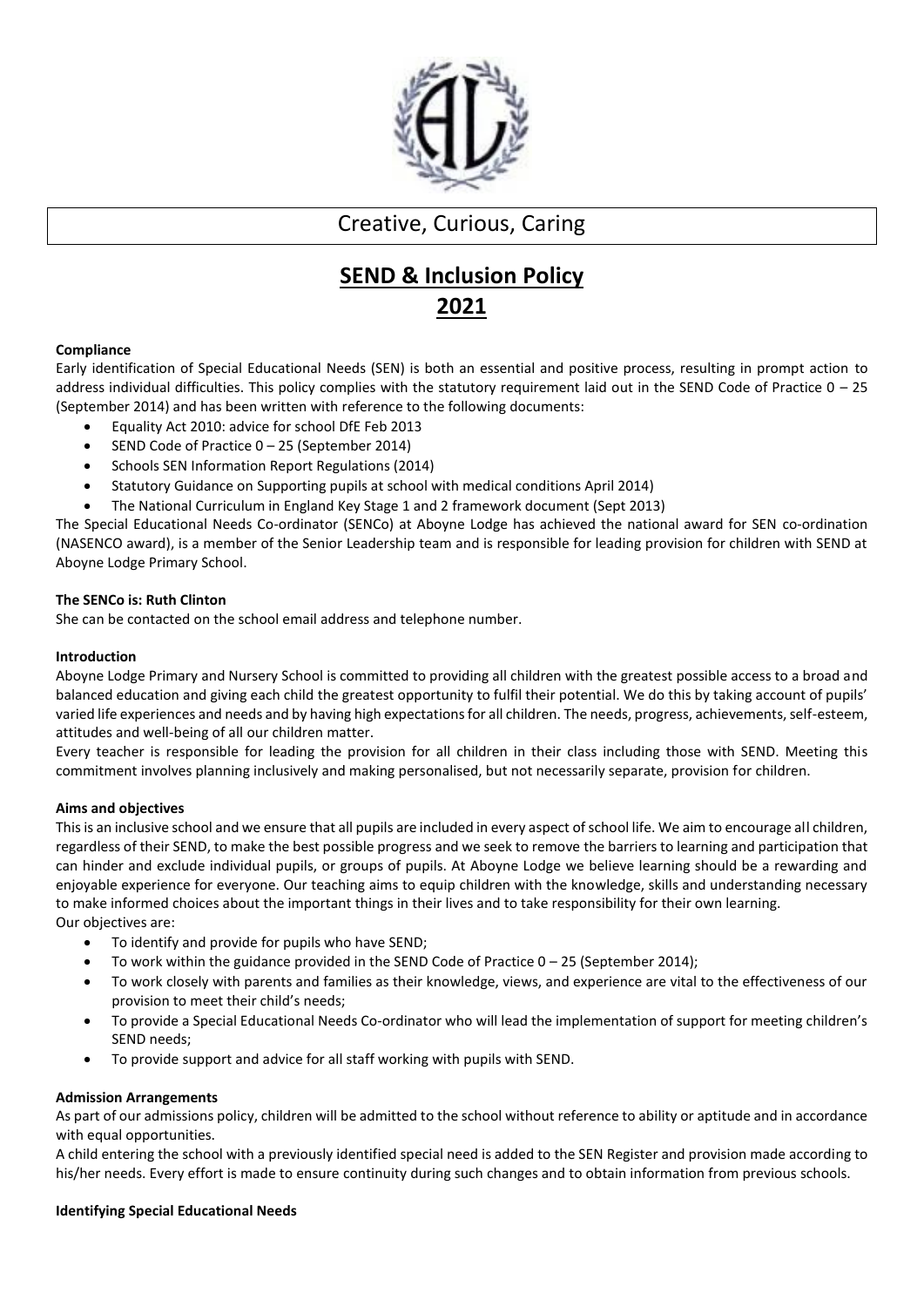Creative, Curious, Caring

# SEND & Inclusion Policy 2021

**Compliance**

Early identification of Special Educational Needs (SEN) is both an essential and positive process, resulting in prompt action to address individual difficulties. This policy complies with the statutory requirement laid out in the SEND Code of Practice 0 – 25 (September 2014) and has been written with reference to the following documents:

- Equality Act 2010: advice for school DfE Feb 2013
- SEND Code of Practice 0 – 25 (September 2014)
- Schools SEN Information Report Regulations (2014)
- Statutory Guidance on Supporting pupils at school with medical conditions April 2014)
- The National Curriculum in England Key Stage 1 and 2 framework document (Sept 2013)

The Special Educational Needs Co-ordinator (SENCo) at Aboyne Lodge has achieved the national award for SEN co-ordination (NASENCO award), is a member of the Senior Leadership team and is responsible for leading provision for children with SEND at Aboyne Lodge Primary School.

**The SENCo is: Ruth Clinton**

She can be contacted on the school email address and telephone number.

**Introduction**

Aboyne Lodge Primary and Nursery School is committed to providing all children with the greatest possible access to a broad and balanced education and giving each child the greatest opportunity to fulfil their potential. We do this by taking account of pupils' varied life experiences and needs and by having high expectations for all children. The needs, progress, achievements, self-esteem, attitudes and well-being of all our children matter.

Every teacher is responsible for leading the provision for all children in their class including those with SEND. Meeting this commitment involves planning inclusively and making personalised, but not necessarily separate, provision for children.

**Aims and objectives**

This is an inclusive school and we ensure that all pupils are included in every aspect of school life. We aim to encourage all children, regardless of their SEND, to make the best possible progress and we seek to remove the barriers to learning and participation that can hinder and exclude individual pupils, or groups of pupils. At Aboyne Lodge we believe learning should be a rewarding and enjoyable experience for everyone. Our teaching aims to equip children with the knowledge, skills and understanding necessary to make informed choices about the important things in their lives and to take responsibility for their own learning.

Our objectives are:

- To identify and provide for pupils who have SEND;
- To work within the guidance provided in the SEND Code of Practice 0 – 25 (September 2014);
- To work closely with parents and families as their knowledge, views, and experience are vital to the effectiveness of our provision to meet their child's needs;
- To provide a Special Educational Needs Co-ordinator who will lead the implementation of support for meeting children's SEND needs;
- To provide support and advice for all staff working with pupils with SEND.

**Admission Arrangements**

As part of our admissions policy, children will be admitted to the school without reference to ability or aptitude and in accordance with equal opportunities.

A child entering the school with a previously identified special need is added to the SEN Register and provision made according to his/her needs. Every effort is made to ensure continuity during such changes and to obtain information from previous schools.

**Identifying Special Educational Needs**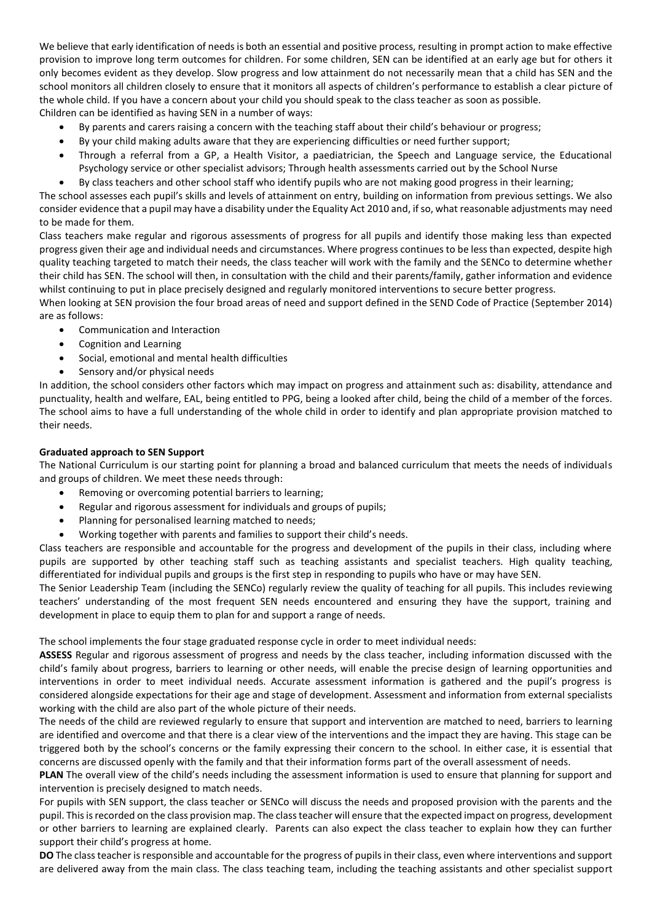We believe that early identification of needs is both an essential and positive process, resulting in prompt action to make effective provision to improve long term outcomes for children. For some children, SEN can be identified at an early age but for others it only becomes evident as they develop. Slow progress and low attainment do not necessarily mean that a child has SEN and the school monitors all children closely to ensure that it monitors all aspects of children's performance to establish a clear picture of the whole child. If you have a concern about your child you should speak to the class teacher as soon as possible.

Children can be identified as having SEN in a number of ways:

- By parents and carers raising a concern with the teaching staff about their child's behaviour or progress;
- By your child making adults aware that they are experiencing difficulties or need further support;
- Through a referral from a GP, a Health Visitor, a paediatrician, the Speech and Language service, the Educational Psychology service or other specialist advisors; Through health assessments carried out by the School Nurse
- By class teachers and other school staff who identify pupils who are not making good progress in their learning;

The school assesses each pupil's skills and levels of attainment on entry, building on information from previous settings. We also consider evidence that a pupil may have a disability under the Equality Act 2010 and, if so, what reasonable adjustments may need to be made for them.

Class teachers make regular and rigorous assessments of progress for all pupils and identify those making less than expected progress given their age and individual needs and circumstances. Where progress continues to be less than expected, despite high quality teaching targeted to match their needs, the class teacher will work with the family and the SENCo to determine whether their child has SEN. The school will then, in consultation with the child and their parents/family, gather information and evidence whilst continuing to put in place precisely designed and regularly monitored interventions to secure better progress.

When looking at SEN provision the four broad areas of need and support defined in the SEND Code of Practice (September 2014) are as follows:

- Communication and Interaction
- Cognition and Learning
- Social, emotional and mental health difficulties
- Sensory and/or physical needs

In addition, the school considers other factors which may impact on progress and attainment such as: disability, attendance and punctuality, health and welfare, EAL, being entitled to PPG, being a looked after child, being the child of a member of the forces. The school aims to have a full understanding of the whole child in order to identify and plan appropriate provision matched to their needs.

**Graduated approach to SEN Support**

The National Curriculum is our starting point for planning a broad and balanced curriculum that meets the needs of individuals and groups of children. We meet these needs through:

- Removing or overcoming potential barriers to learning;
- Regular and rigorous assessment for individuals and groups of pupils;
- Planning for personalised learning matched to needs;
- Working together with parents and families to support their child's needs.

Class teachers are responsible and accountable for the progress and development of the pupils in their class, including where pupils are supported by other teaching staff such as teaching assistants and specialist teachers. High quality teaching, differentiated for individual pupils and groups is the first step in responding to pupils who have or may have SEN.

The Senior Leadership Team (including the SENCo) regularly review the quality of teaching for all pupils. This includes reviewing teachers' understanding of the most frequent SEN needs encountered and ensuring they have the support, training and development in place to equip them to plan for and support a range of needs.

The school implements the four stage graduated response cycle in order to meet individual needs:

**ASSESS** Regular and rigorous assessment of progress and needs by the class teacher, including information discussed with the child's family about progress, barriers to learning or other needs, will enable the precise design of learning opportunities and interventions in order to meet individual needs. Accurate assessment information is gathered and the pupil's progress is considered alongside expectations for their age and stage of development. Assessment and information from external specialists working with the child are also part of the whole picture of their needs.

The needs of the child are reviewed regularly to ensure that support and intervention are matched to need, barriers to learning are identified and overcome and that there is a clear view of the interventions and the impact they are having. This stage can be triggered both by the school's concerns or the family expressing their concern to the school. In either case, it is essential that concerns are discussed openly with the family and that their information forms part of the overall assessment of needs.

**PLAN** The overall view of the child's needs including the assessment information is used to ensure that planning for support and intervention is precisely designed to match needs.

For pupils with SEN support, the class teacher or SENCo will discuss the needs and proposed provision with the parents and the pupil. This is recorded on the class provision map. The class teacher will ensure that the expected impact on progress, development or other barriers to learning are explained clearly. Parents can also expect the class teacher to explain how they can further support their child's progress at home.

**DO** The class teacher is responsible and accountable for the progress of pupils in their class, even where interventions and support are delivered away from the main class. The class teaching team, including the teaching assistants and other specialist support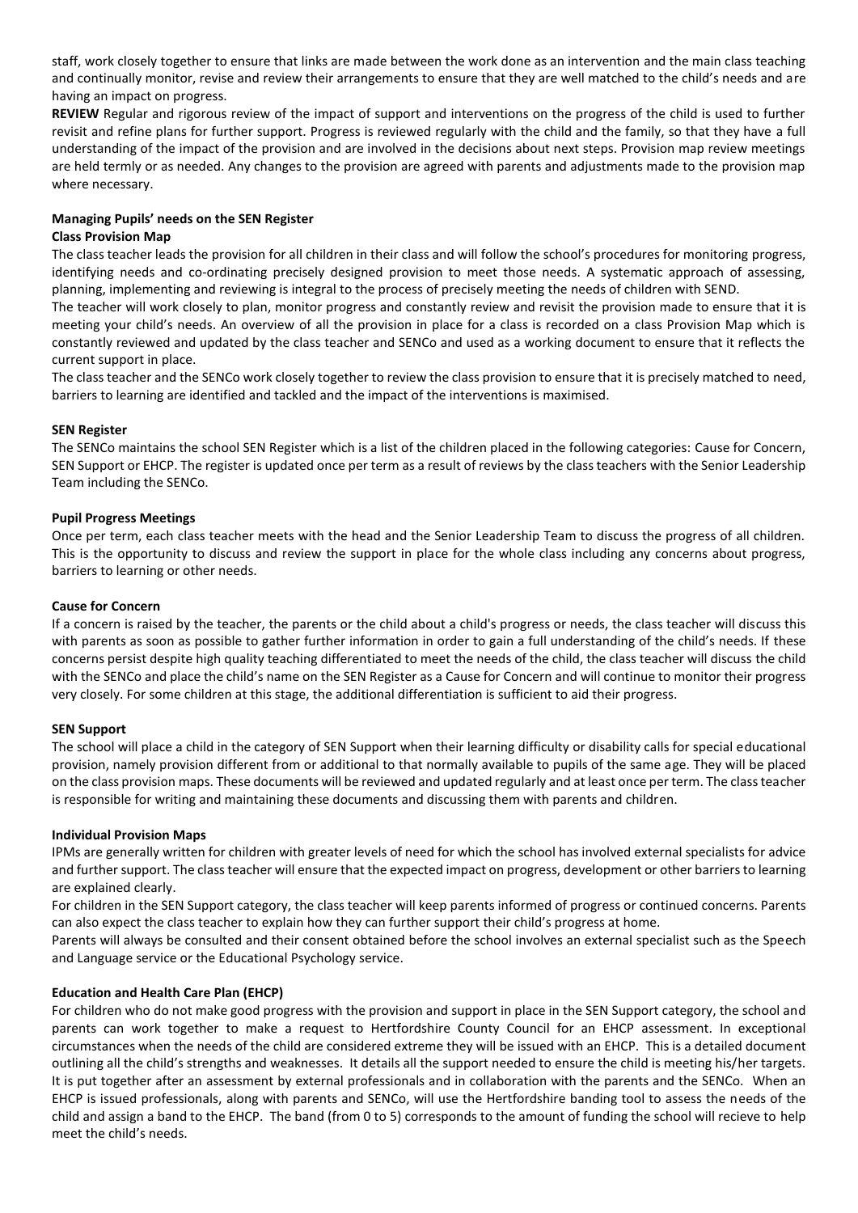staff, work closely together to ensure that links are made between the work done as an intervention and the main class teaching and continually monitor, revise and review their arrangements to ensure that they are well matched to the child's needs and are having an impact on progress.

**REVIEW** Regular and rigorous review of the impact of support and interventions on the progress of the child is used to further revisit and refine plans for further support. Progress is reviewed regularly with the child and the family, so that they have a full understanding of the impact of the provision and are involved in the decisions about next steps. Provision map review meetings are held termly or as needed. Any changes to the provision are agreed with parents and adjustments made to the provision map where necessary.

**Managing Pupils' needs on the SEN Register**

**Class Provision Map**

The class teacher leads the provision for all children in their class and will follow the school's procedures for monitoring progress, identifying needs and co-ordinating precisely designed provision to meet those needs. A systematic approach of assessing, planning, implementing and reviewing is integral to the process of precisely meeting the needs of children with SEND.

The teacher will work closely to plan, monitor progress and constantly review and revisit the provision made to ensure that it is meeting your child's needs. An overview of all the provision in place for a class is recorded on a class Provision Map which is constantly reviewed and updated by the class teacher and SENCo and used as a working document to ensure that it reflects the current support in place.

The class teacher and the SENCo work closely together to review the class provision to ensure that it is precisely matched to need, barriers to learning are identified and tackled and the impact of the interventions is maximised.

**SEN Register**

The SENCo maintains the school SEN Register which is a list of the children placed in the following categories: Cause for Concern, SEN Support or EHCP. The register is updated once per term as a result of reviews by the class teachers with the Senior Leadership Team including the SENCo.

**Pupil Progress Meetings**

Once per term, each class teacher meets with the head and the Senior Leadership Team to discuss the progress of all children. This is the opportunity to discuss and review the support in place for the whole class including any concerns about progress, barriers to learning or other needs.

**Cause for Concern**

If a concern is raised by the teacher, the parents or the child about a child's progress or needs, the class teacher will discuss this with parents as soon as possible to gather further information in order to gain a full understanding of the child's needs. If these concerns persist despite high quality teaching differentiated to meet the needs of the child, the class teacher will discuss the child with the SENCo and place the child's name on the SEN Register as a Cause for Concern and will continue to monitor their progress very closely. For some children at this stage, the additional differentiation is sufficient to aid their progress.

**SEN Support**

The school will place a child in the category of SEN Support when their learning difficulty or disability calls for special educational provision, namely provision different from or additional to that normally available to pupils of the same age. They will be placed on the class provision maps. These documents will be reviewed and updated regularly and at least once per term. The class teacher is responsible for writing and maintaining these documents and discussing them with parents and children.

**Individual Provision Maps**

IPMs are generally written for children with greater levels of need for which the school has involved external specialists for advice and further support. The class teacher will ensure that the expected impact on progress, development or other barriers to learning are explained clearly.

For children in the SEN Support category, the class teacher will keep parents informed of progress or continued concerns. Parents can also expect the class teacher to explain how they can further support their child's progress at home.

Parents will always be consulted and their consent obtained before the school involves an external specialist such as the Speech and Language service or the Educational Psychology service.

**Education and Health Care Plan (EHCP)**

For children who do not make good progress with the provision and support in place in the SEN Support category, the school and parents can work together to make a request to Hertfordshire County Council for an EHCP assessment. In exceptional circumstances when the needs of the child are considered extreme they will be issued with an EHCP. This is a detailed document outlining all the child's strengths and weaknesses. It details all the support needed to ensure the child is meeting his/her targets. It is put together after an assessment by external professionals and in collaboration with the parents and the SENCo. When an EHCP is issued professionals, along with parents and SENCo, will use the Hertfordshire banding tool to assess the needs of the child and assign a band to the EHCP. The band (from 0 to 5) corresponds to the amount of funding the school will recieve to help meet the child's needs.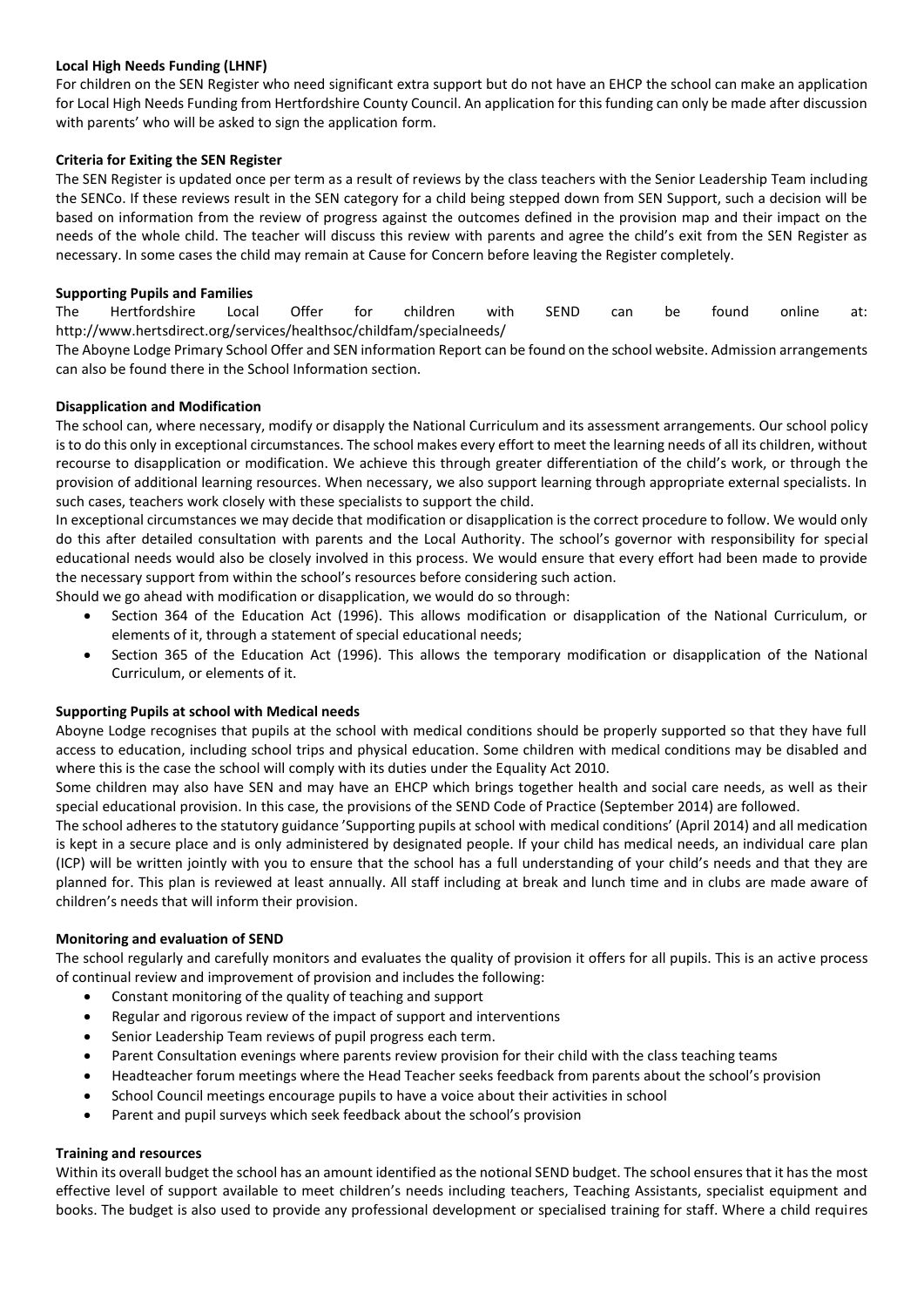**Local High Needs Funding (LHNF)**

For children on the SEN Register who need significant extra support but do not have an EHCP the school can make an application for Local High Needs Funding from Hertfordshire County Council. An application for this funding can only be made after discussion with parents' who will be asked to sign the application form.

**Criteria for Exiting the SEN Register**

The SEN Register is updated once per term as a result of reviews by the class teachers with the Senior Leadership Team including the SENCo. If these reviews result in the SEN category for a child being stepped down from SEN Support, such a decision will be based on information from the review of progress against the outcomes defined in the provision map and their impact on the needs of the whole child. The teacher will discuss this review with parents and agree the child's exit from the SEN Register as necessary. In some cases the child may remain at Cause for Concern before leaving the Register completely.

**Supporting Pupils and Families**

The Hertfordshire Local Offer for children with SEND can be found online at: http://www.hertsdirect.org/services/healthsoc/childfam/specialneeds/

The Aboyne Lodge Primary School Offer and SEN information Report can be found on the school website. Admission arrangements can also be found there in the School Information section.

**Disapplication and Modification**

The school can, where necessary, modify or disapply the National Curriculum and its assessment arrangements. Our school policy is to do this only in exceptional circumstances. The school makes every effort to meet the learning needs of all its children, without recourse to disapplication or modification. We achieve this through greater differentiation of the child's work, or through the provision of additional learning resources. When necessary, we also support learning through appropriate external specialists. In such cases, teachers work closely with these specialists to support the child.

In exceptional circumstances we may decide that modification or disapplication is the correct procedure to follow. We would only do this after detailed consultation with parents and the Local Authority. The school's governor with responsibility for special educational needs would also be closely involved in this process. We would ensure that every effort had been made to provide the necessary support from within the school's resources before considering such action.

Should we go ahead with modification or disapplication, we would do so through:

- Section 364 of the Education Act (1996). This allows modification or disapplication of the National Curriculum, or elements of it, through a statement of special educational needs;
- Section 365 of the Education Act (1996). This allows the temporary modification or disapplication of the National Curriculum, or elements of it.

**Supporting Pupils at school with Medical needs**

Aboyne Lodge recognises that pupils at the school with medical conditions should be properly supported so that they have full access to education, including school trips and physical education. Some children with medical conditions may be disabled and where this is the case the school will comply with its duties under the Equality Act 2010.

Some children may also have SEN and may have an EHCP which brings together health and social care needs, as well as their special educational provision. In this case, the provisions of the SEND Code of Practice (September 2014) are followed.

The school adheres to the statutory guidance 'Supporting pupils at school with medical conditions' (April 2014) and all medication is kept in a secure place and is only administered by designated people. If your child has medical needs, an individual care plan (ICP) will be written jointly with you to ensure that the school has a full understanding of your child's needs and that they are planned for. This plan is reviewed at least annually. All staff including at break and lunch time and in clubs are made aware of children's needs that will inform their provision.

**Monitoring and evaluation of SEND**

The school regularly and carefully monitors and evaluates the quality of provision it offers for all pupils. This is an active process of continual review and improvement of provision and includes the following:

- Constant monitoring of the quality of teaching and support
- Regular and rigorous review of the impact of support and interventions
- Senior Leadership Team reviews of pupil progress each term.
- Parent Consultation evenings where parents review provision for their child with the class teaching teams
- Headteacher forum meetings where the Head Teacher seeks feedback from parents about the school's provision
- School Council meetings encourage pupils to have a voice about their activities in school
- Parent and pupil surveys which seek feedback about the school's provision

**Training and resources**

Within its overall budget the school has an amount identified as the notional SEND budget. The school ensures that it has the most effective level of support available to meet children's needs including teachers, Teaching Assistants, specialist equipment and books. The budget is also used to provide any professional development or specialised training for staff. Where a child requires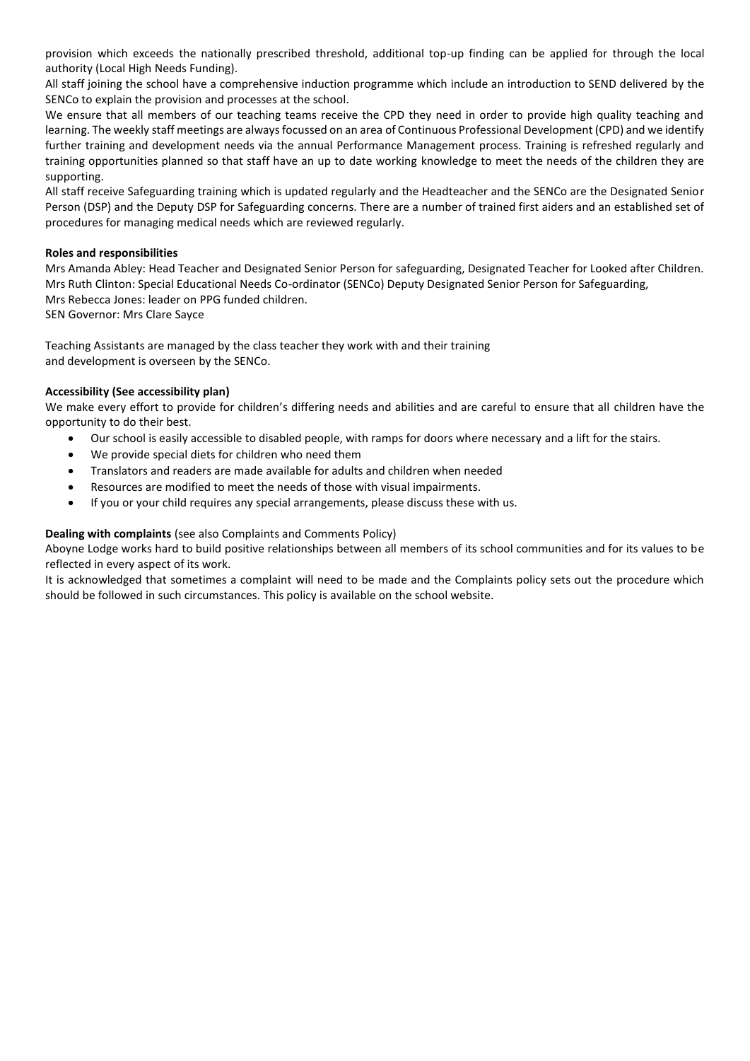provision which exceeds the nationally prescribed threshold, additional top-up finding can be applied for through the local authority (Local High Needs Funding).

All staff joining the school have a comprehensive induction programme which include an introduction to SEND delivered by the SENCo to explain the provision and processes at the school.

We ensure that all members of our teaching teams receive the CPD they need in order to provide high quality teaching and learning. The weekly staff meetings are always focussed on an area of Continuous Professional Development (CPD) and we identify further training and development needs via the annual Performance Management process. Training is refreshed regularly and training opportunities planned so that staff have an up to date working knowledge to meet the needs of the children they are supporting.

All staff receive Safeguarding training which is updated regularly and the Headteacher and the SENCo are the Designated Senior Person (DSP) and the Deputy DSP for Safeguarding concerns. There are a number of trained first aiders and an established set of procedures for managing medical needs which are reviewed regularly.

**Roles and responsibilities**

Mrs Amanda Abley: Head Teacher and Designated Senior Person for safeguarding, Designated Teacher for Looked after Children.
Mrs Ruth Clinton: Special Educational Needs Co-ordinator (SENCo) Deputy Designated Senior Person for Safeguarding,
Mrs Rebecca Jones: leader on PPG funded children.
SEN Governor: Mrs Clare Sayce

Teaching Assistants are managed by the class teacher they work with and their training and development is overseen by the SENCo.

**Accessibility (See accessibility plan)**

We make every effort to provide for children's differing needs and abilities and are careful to ensure that all children have the opportunity to do their best.

- Our school is easily accessible to disabled people, with ramps for doors where necessary and a lift for the stairs.
- We provide special diets for children who need them
- Translators and readers are made available for adults and children when needed
- Resources are modified to meet the needs of those with visual impairments.
- If you or your child requires any special arrangements, please discuss these with us.

**Dealing with complaints** (see also Complaints and Comments Policy)

Aboyne Lodge works hard to build positive relationships between all members of its school communities and for its values to be reflected in every aspect of its work.

It is acknowledged that sometimes a complaint will need to be made and the Complaints policy sets out the procedure which should be followed in such circumstances. This policy is available on the school website.